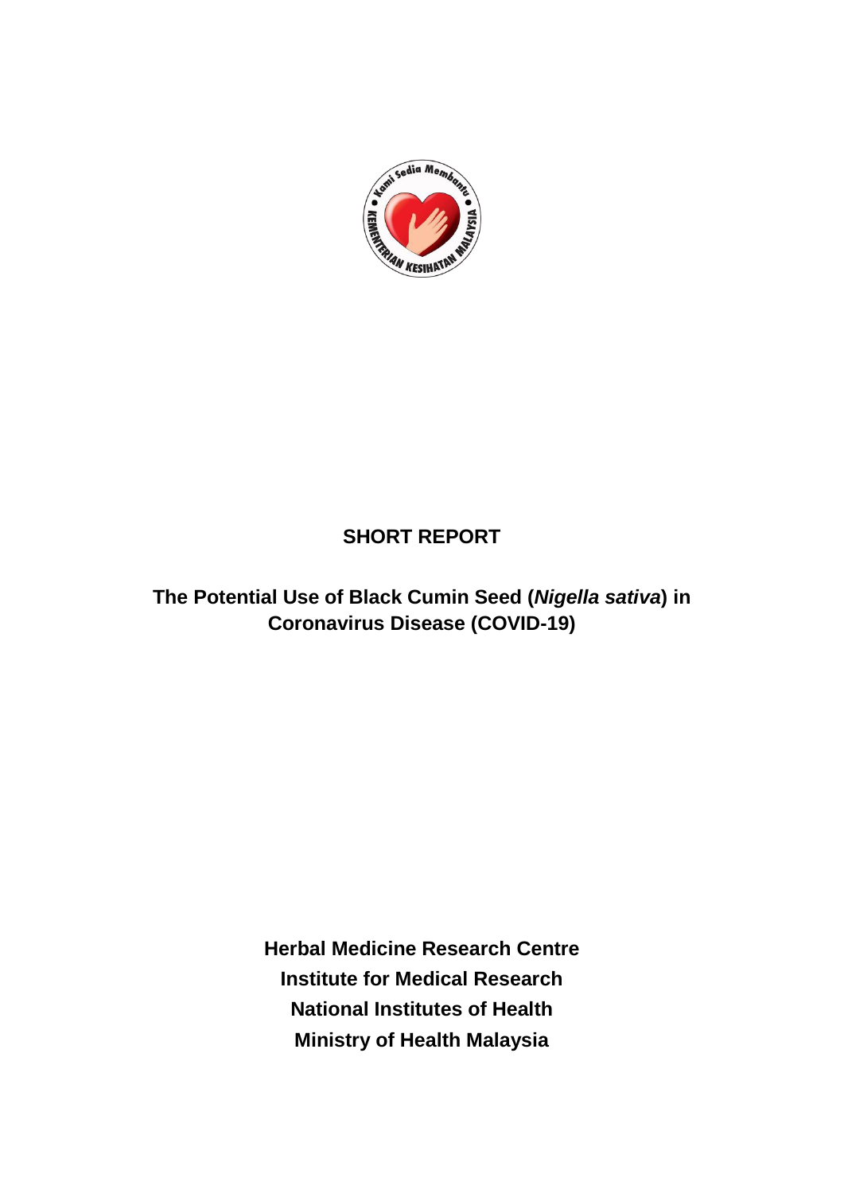**SHORT REPORT**

# The Potential Use of Black Cumin Seed (*Nigella sativa*) in Coronavirus Disease (COVID-19)

**Herbal Medicine Research Centre**
**Institute for Medical Research**
**National Institutes of Health**
**Ministry of Health Malaysia**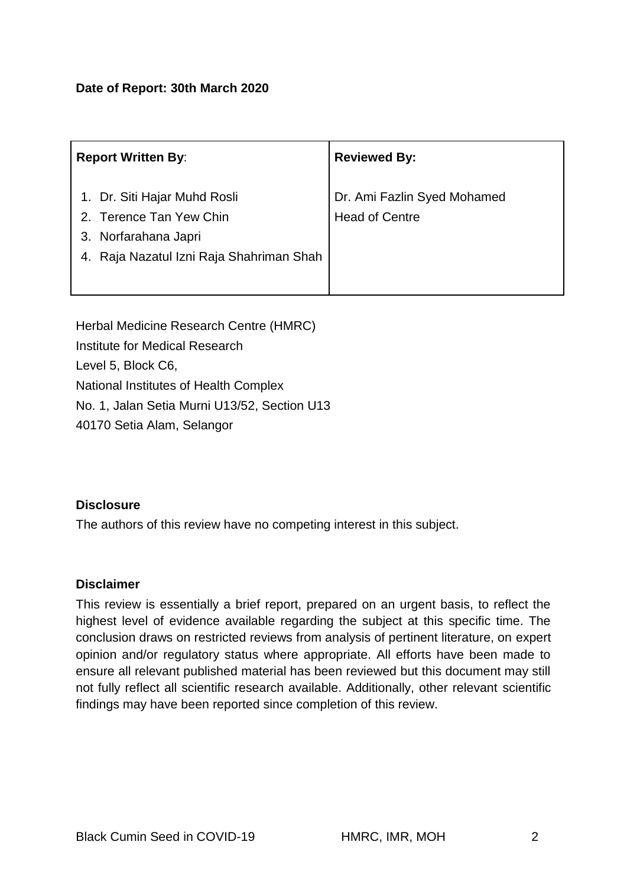**Date of Report: 30th March 2020**

| **Report Written By**: | **Reviewed By:** |
| --- | --- |
| 1. Dr. Siti Hajar Muhd Rosli<br>2. Terence Tan Yew Chin<br>3. Norfarahana Japri<br>4. Raja Nazatul Izni Raja Shahriman Shah | Dr. Ami Fazlin Syed Mohamed<br>Head of Centre |

Herbal Medicine Research Centre (HMRC)
Institute for Medical Research
Level 5, Block C6,
National Institutes of Health Complex
No. 1, Jalan Setia Murni U13/52, Section U13
40170 Setia Alam, Selangor

**Disclosure**

The authors of this review have no competing interest in this subject.

**Disclaimer**

This review is essentially a brief report, prepared on an urgent basis, to reflect the highest level of evidence available regarding the subject at this specific time. The conclusion draws on restricted reviews from analysis of pertinent literature, on expert opinion and/or regulatory status where appropriate. All efforts have been made to ensure all relevant published material has been reviewed but this document may still not fully reflect all scientific research available. Additionally, other relevant scientific findings may have been reported since completion of this review.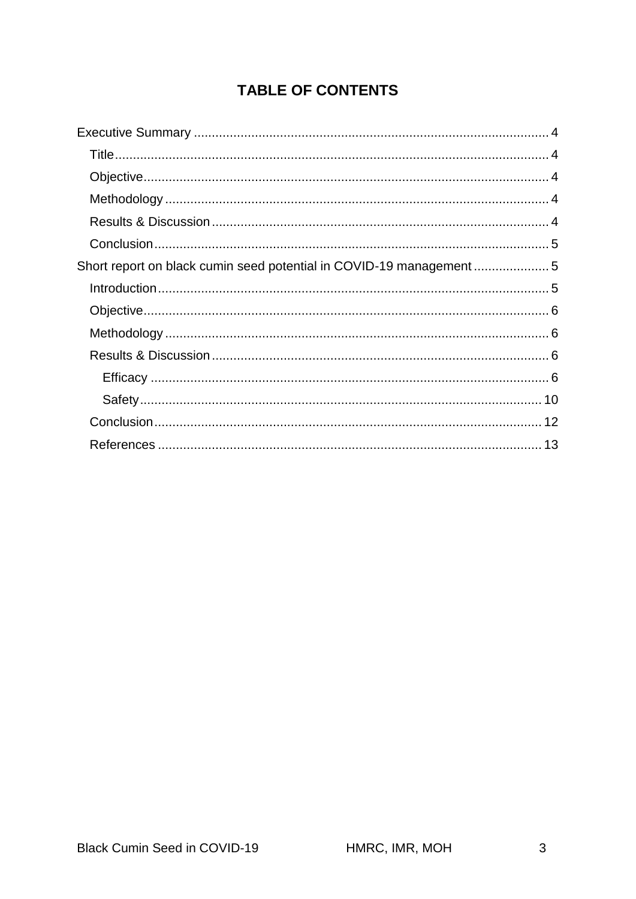# TABLE OF CONTENTS

- Executive Summary ..... 4
  - Title ..... 4
  - Objective ..... 4
  - Methodology ..... 4
  - Results & Discussion ..... 4
  - Conclusion ..... 5
- Short report on black cumin seed potential in COVID-19 management ..... 5
  - Introduction ..... 5
  - Objective ..... 6
  - Methodology ..... 6
  - Results & Discussion ..... 6
    - Efficacy ..... 6
    - Safety ..... 10
  - Conclusion ..... 12
  - References ..... 13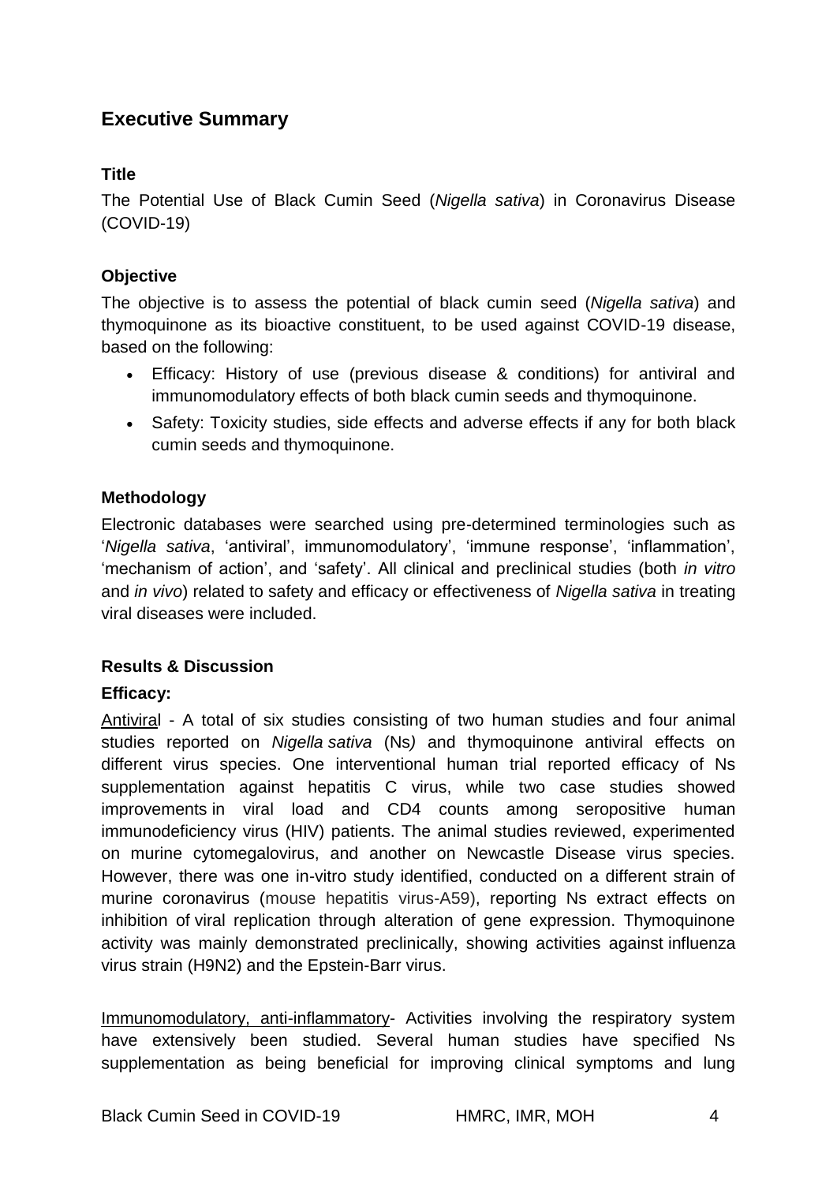## Executive Summary

### Title

The Potential Use of Black Cumin Seed (*Nigella sativa*) in Coronavirus Disease (COVID-19)

### Objective

The objective is to assess the potential of black cumin seed (*Nigella sativa*) and thymoquinone as its bioactive constituent, to be used against COVID-19 disease, based on the following:

- Efficacy: History of use (previous disease & conditions) for antiviral and immunomodulatory effects of both black cumin seeds and thymoquinone.
- Safety: Toxicity studies, side effects and adverse effects if any for both black cumin seeds and thymoquinone.

### Methodology

Electronic databases were searched using pre-determined terminologies such as '*Nigella sativa*', 'antiviral', immunomodulatory', 'immune response', 'inflammation', 'mechanism of action', and 'safety'. All clinical and preclinical studies (both *in vitro* and *in vivo*) related to safety and efficacy or effectiveness of *Nigella sativa* in treating viral diseases were included.

### Results & Discussion

**Efficacy:**

Antiviral - A total of six studies consisting of two human studies and four animal studies reported on *Nigella sativa* (Ns*)* and thymoquinone antiviral effects on different virus species. One interventional human trial reported efficacy of Ns supplementation against hepatitis C virus, while two case studies showed improvements in viral load and CD4 counts among seropositive human immunodeficiency virus (HIV) patients. The animal studies reviewed, experimented on murine cytomegalovirus, and another on Newcastle Disease virus species. However, there was one in-vitro study identified, conducted on a different strain of murine coronavirus (mouse hepatitis virus-A59), reporting Ns extract effects on inhibition of viral replication through alteration of gene expression. Thymoquinone activity was mainly demonstrated preclinically, showing activities against influenza virus strain (H9N2) and the Epstein-Barr virus.

Immunomodulatory, anti-inflammatory- Activities involving the respiratory system have extensively been studied. Several human studies have specified Ns supplementation as being beneficial for improving clinical symptoms and lung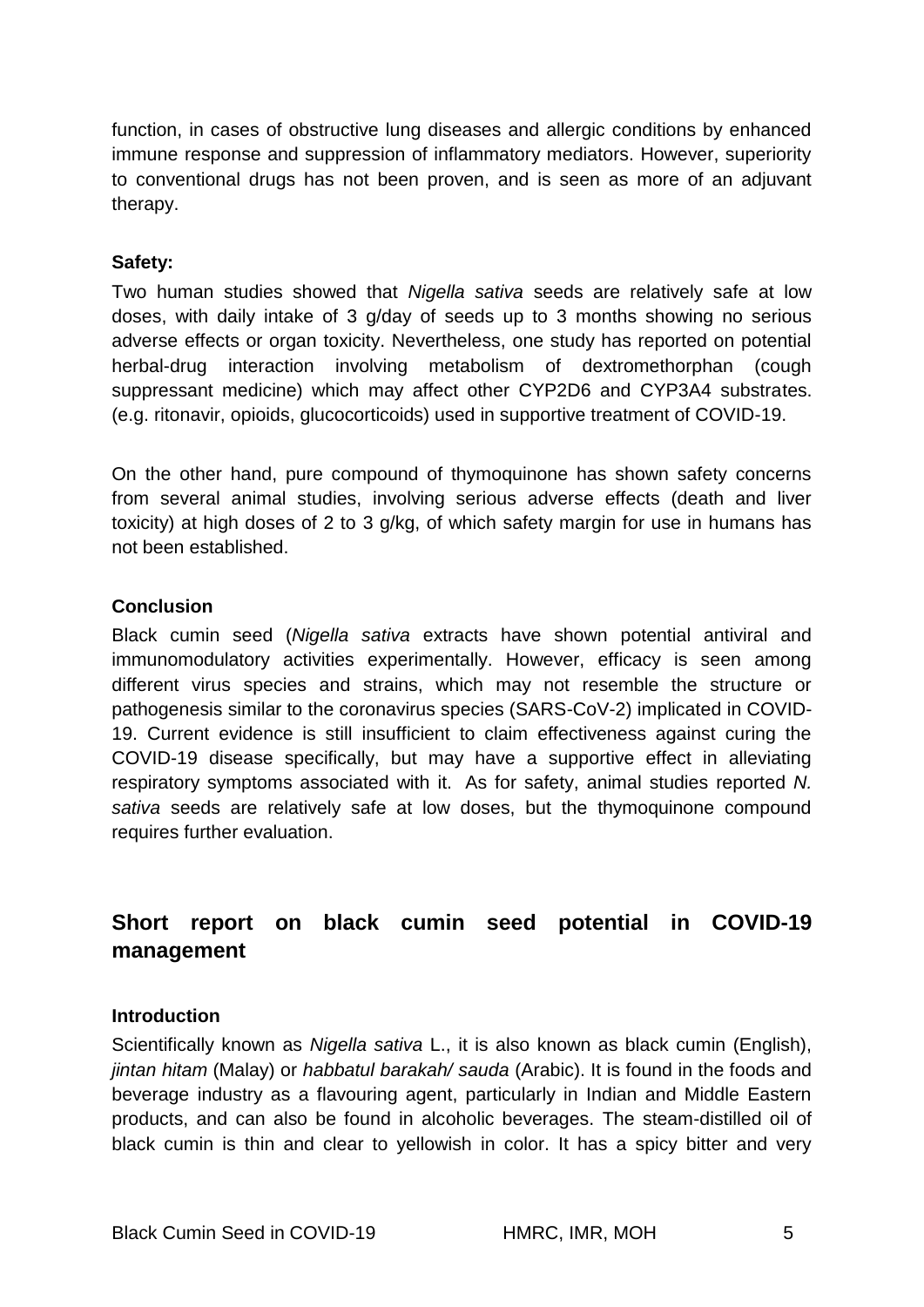function, in cases of obstructive lung diseases and allergic conditions by enhanced immune response and suppression of inflammatory mediators. However, superiority to conventional drugs has not been proven, and is seen as more of an adjuvant therapy.

**Safety:**

Two human studies showed that *Nigella sativa* seeds are relatively safe at low doses, with daily intake of 3 g/day of seeds up to 3 months showing no serious adverse effects or organ toxicity. Nevertheless, one study has reported on potential herbal-drug interaction involving metabolism of dextromethorphan (cough suppressant medicine) which may affect other CYP2D6 and CYP3A4 substrates. (e.g. ritonavir, opioids, glucocorticoids) used in supportive treatment of COVID-19.

On the other hand, pure compound of thymoquinone has shown safety concerns from several animal studies, involving serious adverse effects (death and liver toxicity) at high doses of 2 to 3 g/kg, of which safety margin for use in humans has not been established.

**Conclusion**

Black cumin seed (*Nigella sativa* extracts have shown potential antiviral and immunomodulatory activities experimentally. However, efficacy is seen among different virus species and strains, which may not resemble the structure or pathogenesis similar to the coronavirus species (SARS-CoV-2) implicated in COVID-19. Current evidence is still insufficient to claim effectiveness against curing the COVID-19 disease specifically, but may have a supportive effect in alleviating respiratory symptoms associated with it. As for safety, animal studies reported *N. sativa* seeds are relatively safe at low doses, but the thymoquinone compound requires further evaluation.

## Short report on black cumin seed potential in COVID-19 management

**Introduction**

Scientifically known as *Nigella sativa* L., it is also known as black cumin (English), *jintan hitam* (Malay) or *habbatul barakah/ sauda* (Arabic). It is found in the foods and beverage industry as a flavouring agent, particularly in Indian and Middle Eastern products, and can also be found in alcoholic beverages. The steam-distilled oil of black cumin is thin and clear to yellowish in color. It has a spicy bitter and very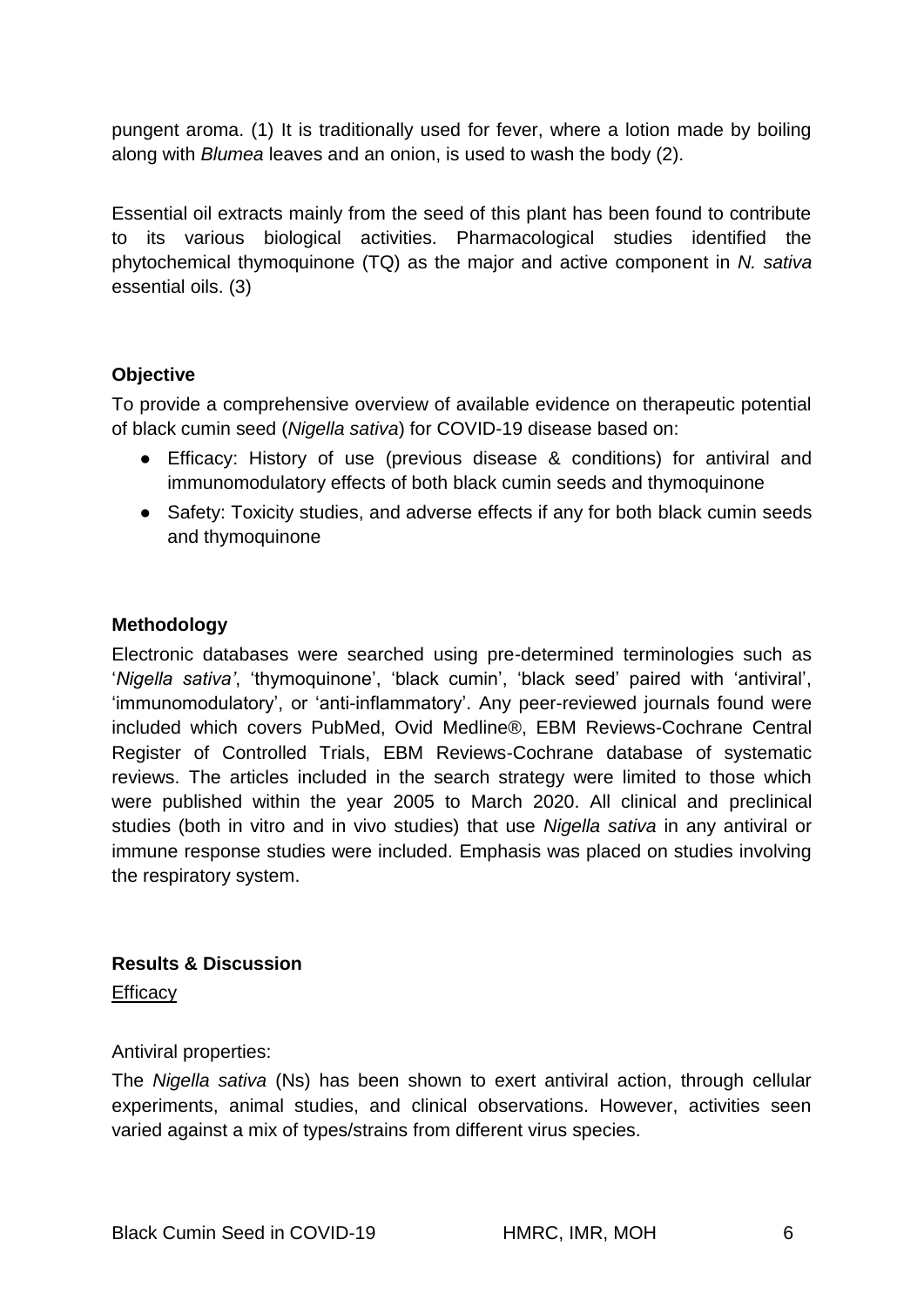pungent aroma. (1) It is traditionally used for fever, where a lotion made by boiling along with *Blumea* leaves and an onion, is used to wash the body (2).

Essential oil extracts mainly from the seed of this plant has been found to contribute to its various biological activities. Pharmacological studies identified the phytochemical thymoquinone (TQ) as the major and active component in *N. sativa* essential oils. (3)

## Objective

To provide a comprehensive overview of available evidence on therapeutic potential of black cumin seed (*Nigella sativa*) for COVID-19 disease based on:

- Efficacy: History of use (previous disease & conditions) for antiviral and immunomodulatory effects of both black cumin seeds and thymoquinone
- Safety: Toxicity studies, and adverse effects if any for both black cumin seeds and thymoquinone

## Methodology

Electronic databases were searched using pre-determined terminologies such as '*Nigella sativa'*, 'thymoquinone', 'black cumin', 'black seed' paired with 'antiviral', 'immunomodulatory', or 'anti-inflammatory'. Any peer-reviewed journals found were included which covers PubMed, Ovid Medline®, EBM Reviews-Cochrane Central Register of Controlled Trials, EBM Reviews-Cochrane database of systematic reviews. The articles included in the search strategy were limited to those which were published within the year 2005 to March 2020. All clinical and preclinical studies (both in vitro and in vivo studies) that use *Nigella sativa* in any antiviral or immune response studies were included. Emphasis was placed on studies involving the respiratory system.

## Results & Discussion

<u>Efficacy</u>

Antiviral properties:

The *Nigella sativa* (Ns) has been shown to exert antiviral action, through cellular experiments, animal studies, and clinical observations. However, activities seen varied against a mix of types/strains from different virus species.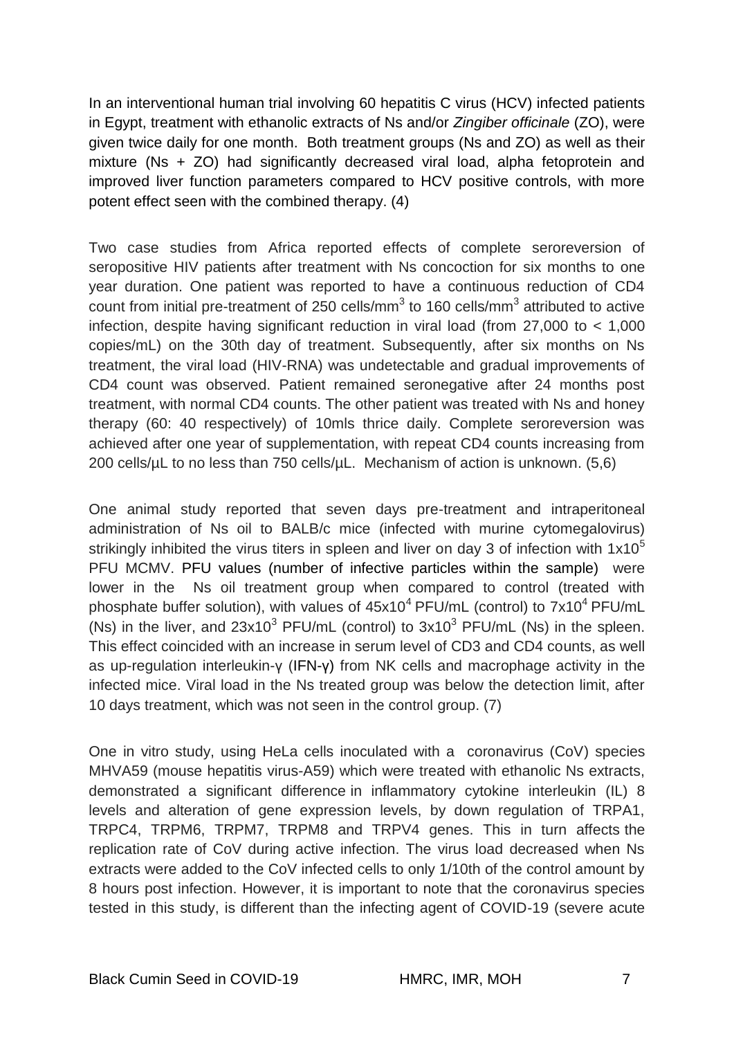In an interventional human trial involving 60 hepatitis C virus (HCV) infected patients in Egypt, treatment with ethanolic extracts of Ns and/or *Zingiber officinale* (ZO), were given twice daily for one month. Both treatment groups (Ns and ZO) as well as their mixture (Ns + ZO) had significantly decreased viral load, alpha fetoprotein and improved liver function parameters compared to HCV positive controls, with more potent effect seen with the combined therapy. (4)

Two case studies from Africa reported effects of complete seroreversion of seropositive HIV patients after treatment with Ns concoction for six months to one year duration. One patient was reported to have a continuous reduction of CD4 count from initial pre-treatment of 250 cells/mm$^3$ to 160 cells/mm$^3$ attributed to active infection, despite having significant reduction in viral load (from 27,000 to < 1,000 copies/mL) on the 30th day of treatment. Subsequently, after six months on Ns treatment, the viral load (HIV-RNA) was undetectable and gradual improvements of CD4 count was observed. Patient remained seronegative after 24 months post treatment, with normal CD4 counts. The other patient was treated with Ns and honey therapy (60: 40 respectively) of 10mls thrice daily. Complete seroreversion was achieved after one year of supplementation, with repeat CD4 counts increasing from 200 cells/µL to no less than 750 cells/µL. Mechanism of action is unknown. (5,6)

One animal study reported that seven days pre-treatment and intraperitoneal administration of Ns oil to BALB/c mice (infected with murine cytomegalovirus) strikingly inhibited the virus titers in spleen and liver on day 3 of infection with $1x10^5$ PFU MCMV. PFU values (number of infective particles within the sample) were lower in the Ns oil treatment group when compared to control (treated with phosphate buffer solution), with values of $45x10^4$ PFU/mL (control) to $7x10^4$ PFU/mL (Ns) in the liver, and $23x10^3$ PFU/mL (control) to $3x10^3$ PFU/mL (Ns) in the spleen. This effect coincided with an increase in serum level of CD3 and CD4 counts, as well as up-regulation interleukin-γ (IFN-γ) from NK cells and macrophage activity in the infected mice. Viral load in the Ns treated group was below the detection limit, after 10 days treatment, which was not seen in the control group. (7)

One in vitro study, using HeLa cells inoculated with a coronavirus (CoV) species MHVA59 (mouse hepatitis virus-A59) which were treated with ethanolic Ns extracts, demonstrated a significant difference in inflammatory cytokine interleukin (IL) 8 levels and alteration of gene expression levels, by down regulation of TRPA1, TRPC4, TRPM6, TRPM7, TRPM8 and TRPV4 genes. This in turn affects the replication rate of CoV during active infection. The virus load decreased when Ns extracts were added to the CoV infected cells to only 1/10th of the control amount by 8 hours post infection. However, it is important to note that the coronavirus species tested in this study, is different than the infecting agent of COVID-19 (severe acute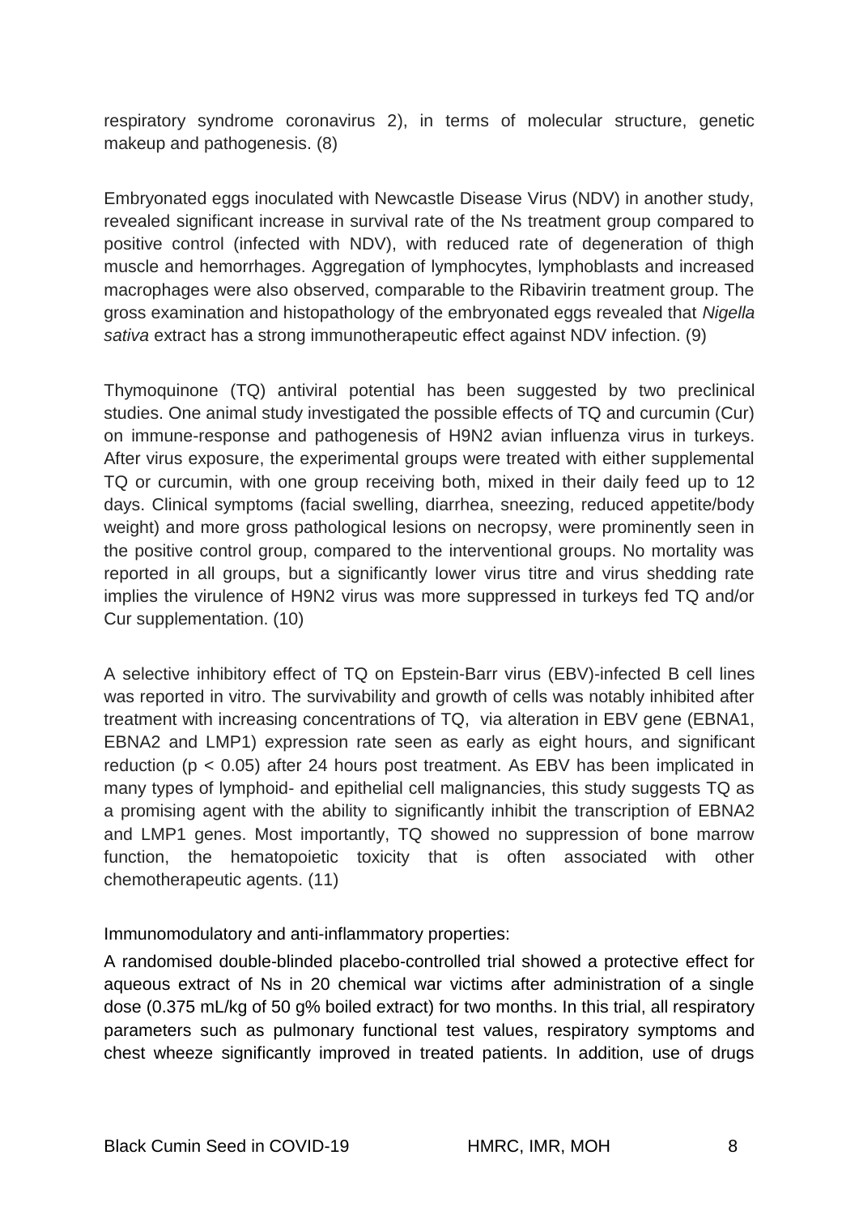respiratory syndrome coronavirus 2), in terms of molecular structure, genetic makeup and pathogenesis. (8)

Embryonated eggs inoculated with Newcastle Disease Virus (NDV) in another study, revealed significant increase in survival rate of the Ns treatment group compared to positive control (infected with NDV), with reduced rate of degeneration of thigh muscle and hemorrhages. Aggregation of lymphocytes, lymphoblasts and increased macrophages were also observed, comparable to the Ribavirin treatment group. The gross examination and histopathology of the embryonated eggs revealed that *Nigella sativa* extract has a strong immunotherapeutic effect against NDV infection. (9)

Thymoquinone (TQ) antiviral potential has been suggested by two preclinical studies. One animal study investigated the possible effects of TQ and curcumin (Cur) on immune-response and pathogenesis of H9N2 avian influenza virus in turkeys. After virus exposure, the experimental groups were treated with either supplemental TQ or curcumin, with one group receiving both, mixed in their daily feed up to 12 days. Clinical symptoms (facial swelling, diarrhea, sneezing, reduced appetite/body weight) and more gross pathological lesions on necropsy, were prominently seen in the positive control group, compared to the interventional groups. No mortality was reported in all groups, but a significantly lower virus titre and virus shedding rate implies the virulence of H9N2 virus was more suppressed in turkeys fed TQ and/or Cur supplementation. (10)

A selective inhibitory effect of TQ on Epstein-Barr virus (EBV)-infected B cell lines was reported in vitro. The survivability and growth of cells was notably inhibited after treatment with increasing concentrations of TQ, via alteration in EBV gene (EBNA1, EBNA2 and LMP1) expression rate seen as early as eight hours, and significant reduction ($p < 0.05$) after 24 hours post treatment. As EBV has been implicated in many types of lymphoid- and epithelial cell malignancies, this study suggests TQ as a promising agent with the ability to significantly inhibit the transcription of EBNA2 and LMP1 genes. Most importantly, TQ showed no suppression of bone marrow function, the hematopoietic toxicity that is often associated with other chemotherapeutic agents. (11)

Immunomodulatory and anti-inflammatory properties:

A randomised double-blinded placebo-controlled trial showed a protective effect for aqueous extract of Ns in 20 chemical war victims after administration of a single dose (0.375 mL/kg of 50 g% boiled extract) for two months. In this trial, all respiratory parameters such as pulmonary functional test values, respiratory symptoms and chest wheeze significantly improved in treated patients. In addition, use of drugs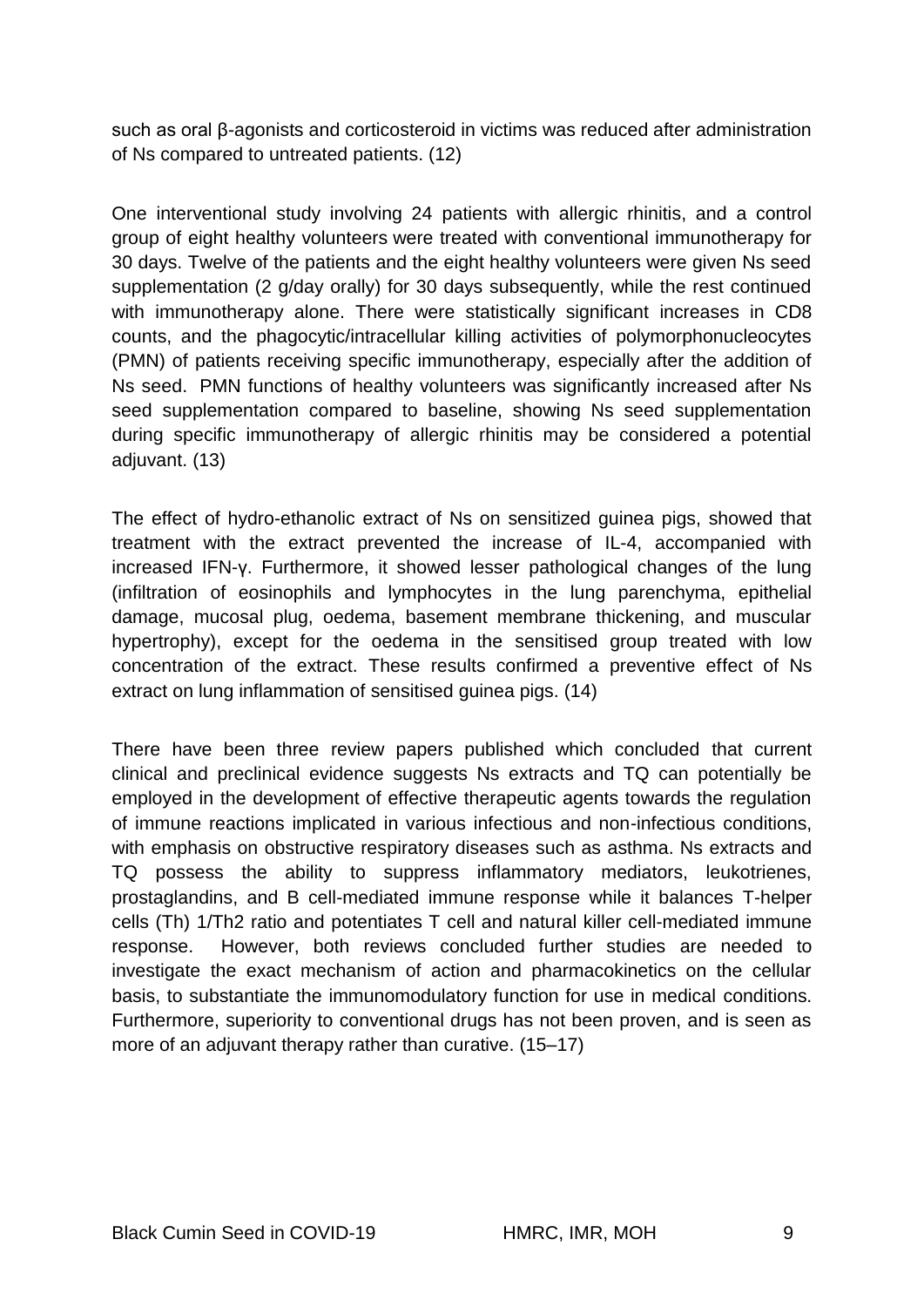such as oral β-agonists and corticosteroid in victims was reduced after administration of Ns compared to untreated patients. (12)

One interventional study involving 24 patients with allergic rhinitis, and a control group of eight healthy volunteers were treated with conventional immunotherapy for 30 days. Twelve of the patients and the eight healthy volunteers were given Ns seed supplementation (2 g/day orally) for 30 days subsequently, while the rest continued with immunotherapy alone. There were statistically significant increases in CD8 counts, and the phagocytic/intracellular killing activities of polymorphonucleocytes (PMN) of patients receiving specific immunotherapy, especially after the addition of Ns seed. PMN functions of healthy volunteers was significantly increased after Ns seed supplementation compared to baseline, showing Ns seed supplementation during specific immunotherapy of allergic rhinitis may be considered a potential adjuvant. (13)

The effect of hydro-ethanolic extract of Ns on sensitized guinea pigs, showed that treatment with the extract prevented the increase of IL-4, accompanied with increased IFN-γ. Furthermore, it showed lesser pathological changes of the lung (infiltration of eosinophils and lymphocytes in the lung parenchyma, epithelial damage, mucosal plug, oedema, basement membrane thickening, and muscular hypertrophy), except for the oedema in the sensitised group treated with low concentration of the extract. These results confirmed a preventive effect of Ns extract on lung inflammation of sensitised guinea pigs. (14)

There have been three review papers published which concluded that current clinical and preclinical evidence suggests Ns extracts and TQ can potentially be employed in the development of effective therapeutic agents towards the regulation of immune reactions implicated in various infectious and non-infectious conditions, with emphasis on obstructive respiratory diseases such as asthma. Ns extracts and TQ possess the ability to suppress inflammatory mediators, leukotrienes, prostaglandins, and B cell-mediated immune response while it balances T-helper cells (Th) 1/Th2 ratio and potentiates T cell and natural killer cell-mediated immune response. However, both reviews concluded further studies are needed to investigate the exact mechanism of action and pharmacokinetics on the cellular basis, to substantiate the immunomodulatory function for use in medical conditions. Furthermore, superiority to conventional drugs has not been proven, and is seen as more of an adjuvant therapy rather than curative. (15–17)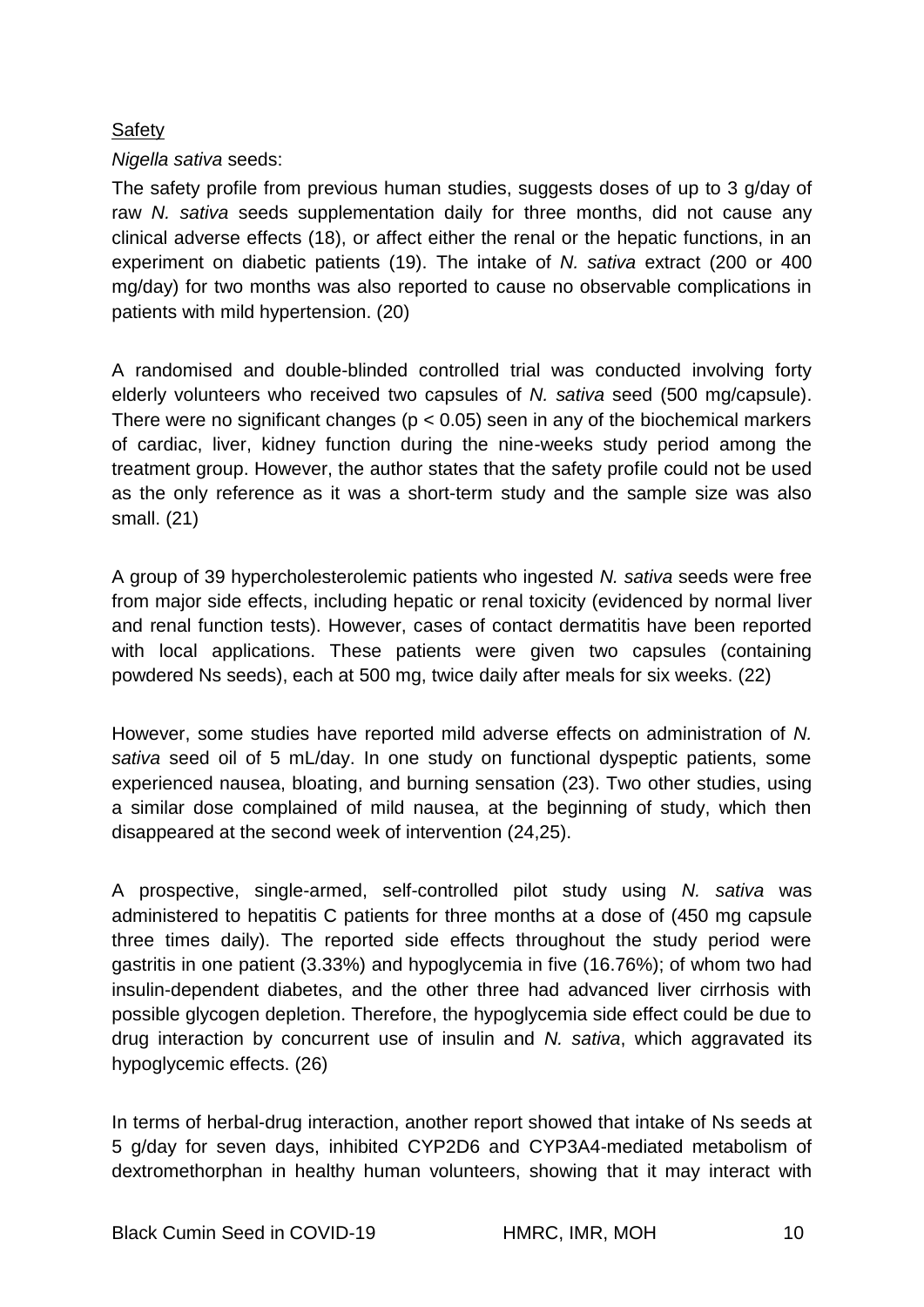Safety

*Nigella sativa* seeds:

The safety profile from previous human studies, suggests doses of up to 3 g/day of raw *N. sativa* seeds supplementation daily for three months, did not cause any clinical adverse effects (18), or affect either the renal or the hepatic functions, in an experiment on diabetic patients (19). The intake of *N. sativa* extract (200 or 400 mg/day) for two months was also reported to cause no observable complications in patients with mild hypertension. (20)

A randomised and double-blinded controlled trial was conducted involving forty elderly volunteers who received two capsules of *N. sativa* seed (500 mg/capsule). There were no significant changes ($p < 0.05$) seen in any of the biochemical markers of cardiac, liver, kidney function during the nine-weeks study period among the treatment group. However, the author states that the safety profile could not be used as the only reference as it was a short-term study and the sample size was also small. (21)

A group of 39 hypercholesterolemic patients who ingested *N. sativa* seeds were free from major side effects, including hepatic or renal toxicity (evidenced by normal liver and renal function tests). However, cases of contact dermatitis have been reported with local applications. These patients were given two capsules (containing powdered Ns seeds), each at 500 mg, twice daily after meals for six weeks. (22)

However, some studies have reported mild adverse effects on administration of *N. sativa* seed oil of 5 mL/day. In one study on functional dyspeptic patients, some experienced nausea, bloating, and burning sensation (23). Two other studies, using a similar dose complained of mild nausea, at the beginning of study, which then disappeared at the second week of intervention (24,25).

A prospective, single-armed, self-controlled pilot study using *N. sativa* was administered to hepatitis C patients for three months at a dose of (450 mg capsule three times daily). The reported side effects throughout the study period were gastritis in one patient (3.33%) and hypoglycemia in five (16.76%); of whom two had insulin-dependent diabetes, and the other three had advanced liver cirrhosis with possible glycogen depletion. Therefore, the hypoglycemia side effect could be due to drug interaction by concurrent use of insulin and *N. sativa*, which aggravated its hypoglycemic effects. (26)

In terms of herbal-drug interaction, another report showed that intake of Ns seeds at 5 g/day for seven days, inhibited CYP2D6 and CYP3A4-mediated metabolism of dextromethorphan in healthy human volunteers, showing that it may interact with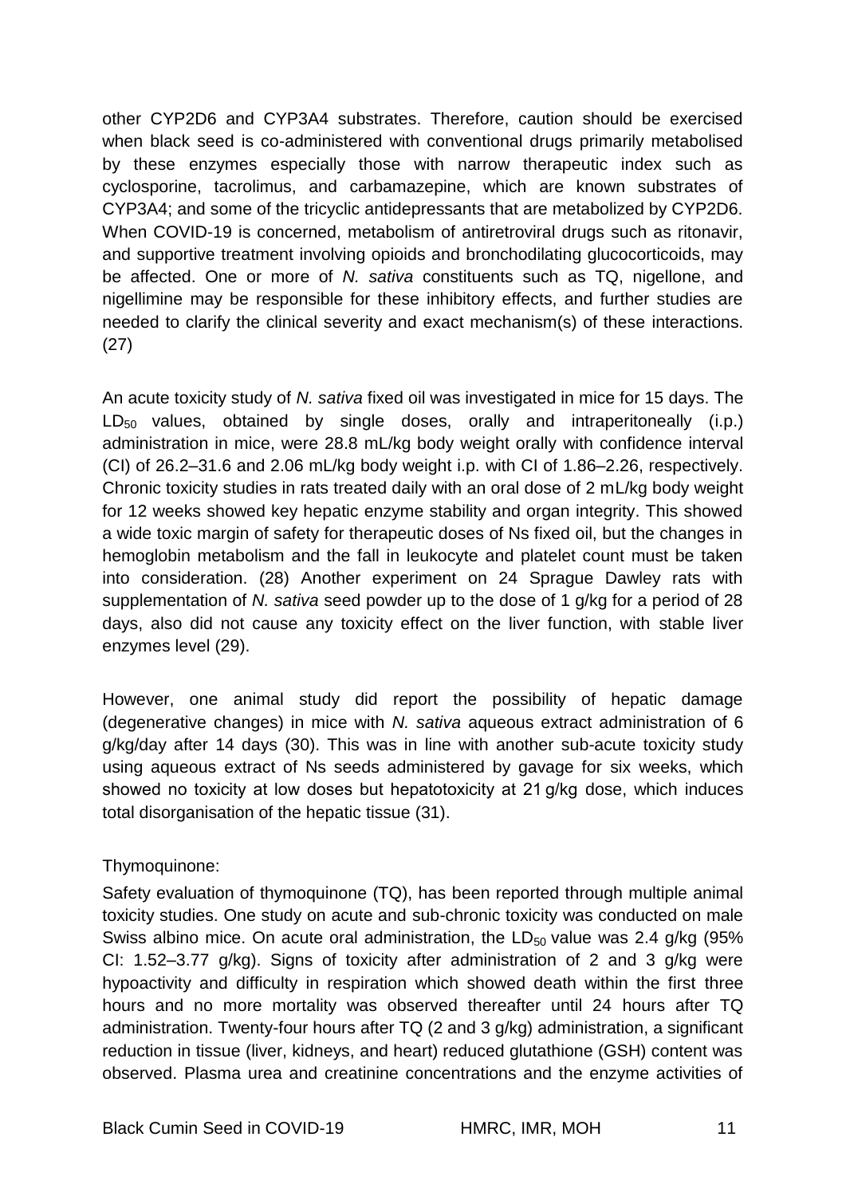other CYP2D6 and CYP3A4 substrates. Therefore, caution should be exercised when black seed is co-administered with conventional drugs primarily metabolised by these enzymes especially those with narrow therapeutic index such as cyclosporine, tacrolimus, and carbamazepine, which are known substrates of CYP3A4; and some of the tricyclic antidepressants that are metabolized by CYP2D6. When COVID-19 is concerned, metabolism of antiretroviral drugs such as ritonavir, and supportive treatment involving opioids and bronchodilating glucocorticoids, may be affected. One or more of *N. sativa* constituents such as TQ, nigellone, and nigellimine may be responsible for these inhibitory effects, and further studies are needed to clarify the clinical severity and exact mechanism(s) of these interactions. (27)

An acute toxicity study of *N. sativa* fixed oil was investigated in mice for 15 days. The $LD_{50}$ values, obtained by single doses, orally and intraperitoneally (i.p.) administration in mice, were 28.8 mL/kg body weight orally with confidence interval (CI) of 26.2–31.6 and 2.06 mL/kg body weight i.p. with CI of 1.86–2.26, respectively. Chronic toxicity studies in rats treated daily with an oral dose of 2 mL/kg body weight for 12 weeks showed key hepatic enzyme stability and organ integrity. This showed a wide toxic margin of safety for therapeutic doses of Ns fixed oil, but the changes in hemoglobin metabolism and the fall in leukocyte and platelet count must be taken into consideration. (28) Another experiment on 24 Sprague Dawley rats with supplementation of *N. sativa* seed powder up to the dose of 1 g/kg for a period of 28 days, also did not cause any toxicity effect on the liver function, with stable liver enzymes level (29).

However, one animal study did report the possibility of hepatic damage (degenerative changes) in mice with *N. sativa* aqueous extract administration of 6 g/kg/day after 14 days (30). This was in line with another sub-acute toxicity study using aqueous extract of Ns seeds administered by gavage for six weeks, which showed no toxicity at low doses but hepatotoxicity at 21 g/kg dose, which induces total disorganisation of the hepatic tissue (31).

Thymoquinone:

Safety evaluation of thymoquinone (TQ), has been reported through multiple animal toxicity studies. One study on acute and sub-chronic toxicity was conducted on male Swiss albino mice. On acute oral administration, the $LD_{50}$ value was 2.4 g/kg (95% CI: 1.52–3.77 g/kg). Signs of toxicity after administration of 2 and 3 g/kg were hypoactivity and difficulty in respiration which showed death within the first three hours and no more mortality was observed thereafter until 24 hours after TQ administration. Twenty-four hours after TQ (2 and 3 g/kg) administration, a significant reduction in tissue (liver, kidneys, and heart) reduced glutathione (GSH) content was observed. Plasma urea and creatinine concentrations and the enzyme activities of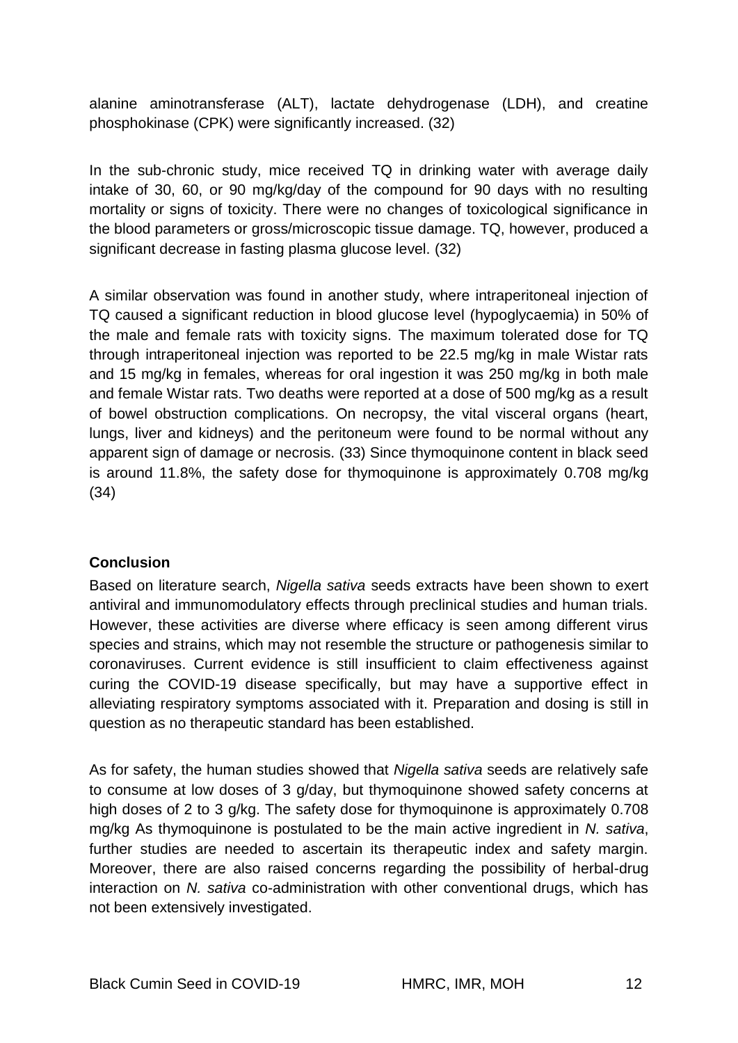alanine aminotransferase (ALT), lactate dehydrogenase (LDH), and creatine phosphokinase (CPK) were significantly increased. (32)

In the sub-chronic study, mice received TQ in drinking water with average daily intake of 30, 60, or 90 mg/kg/day of the compound for 90 days with no resulting mortality or signs of toxicity. There were no changes of toxicological significance in the blood parameters or gross/microscopic tissue damage. TQ, however, produced a significant decrease in fasting plasma glucose level. (32)

A similar observation was found in another study, where intraperitoneal injection of TQ caused a significant reduction in blood glucose level (hypoglycaemia) in 50% of the male and female rats with toxicity signs. The maximum tolerated dose for TQ through intraperitoneal injection was reported to be 22.5 mg/kg in male Wistar rats and 15 mg/kg in females, whereas for oral ingestion it was 250 mg/kg in both male and female Wistar rats. Two deaths were reported at a dose of 500 mg/kg as a result of bowel obstruction complications. On necropsy, the vital visceral organs (heart, lungs, liver and kidneys) and the peritoneum were found to be normal without any apparent sign of damage or necrosis. (33) Since thymoquinone content in black seed is around 11.8%, the safety dose for thymoquinone is approximately 0.708 mg/kg (34)

**Conclusion**

Based on literature search, *Nigella sativa* seeds extracts have been shown to exert antiviral and immunomodulatory effects through preclinical studies and human trials. However, these activities are diverse where efficacy is seen among different virus species and strains, which may not resemble the structure or pathogenesis similar to coronaviruses. Current evidence is still insufficient to claim effectiveness against curing the COVID-19 disease specifically, but may have a supportive effect in alleviating respiratory symptoms associated with it. Preparation and dosing is still in question as no therapeutic standard has been established.

As for safety, the human studies showed that *Nigella sativa* seeds are relatively safe to consume at low doses of 3 g/day, but thymoquinone showed safety concerns at high doses of 2 to 3 g/kg. The safety dose for thymoquinone is approximately 0.708 mg/kg As thymoquinone is postulated to be the main active ingredient in *N. sativa*, further studies are needed to ascertain its therapeutic index and safety margin. Moreover, there are also raised concerns regarding the possibility of herbal-drug interaction on *N. sativa* co-administration with other conventional drugs, which has not been extensively investigated.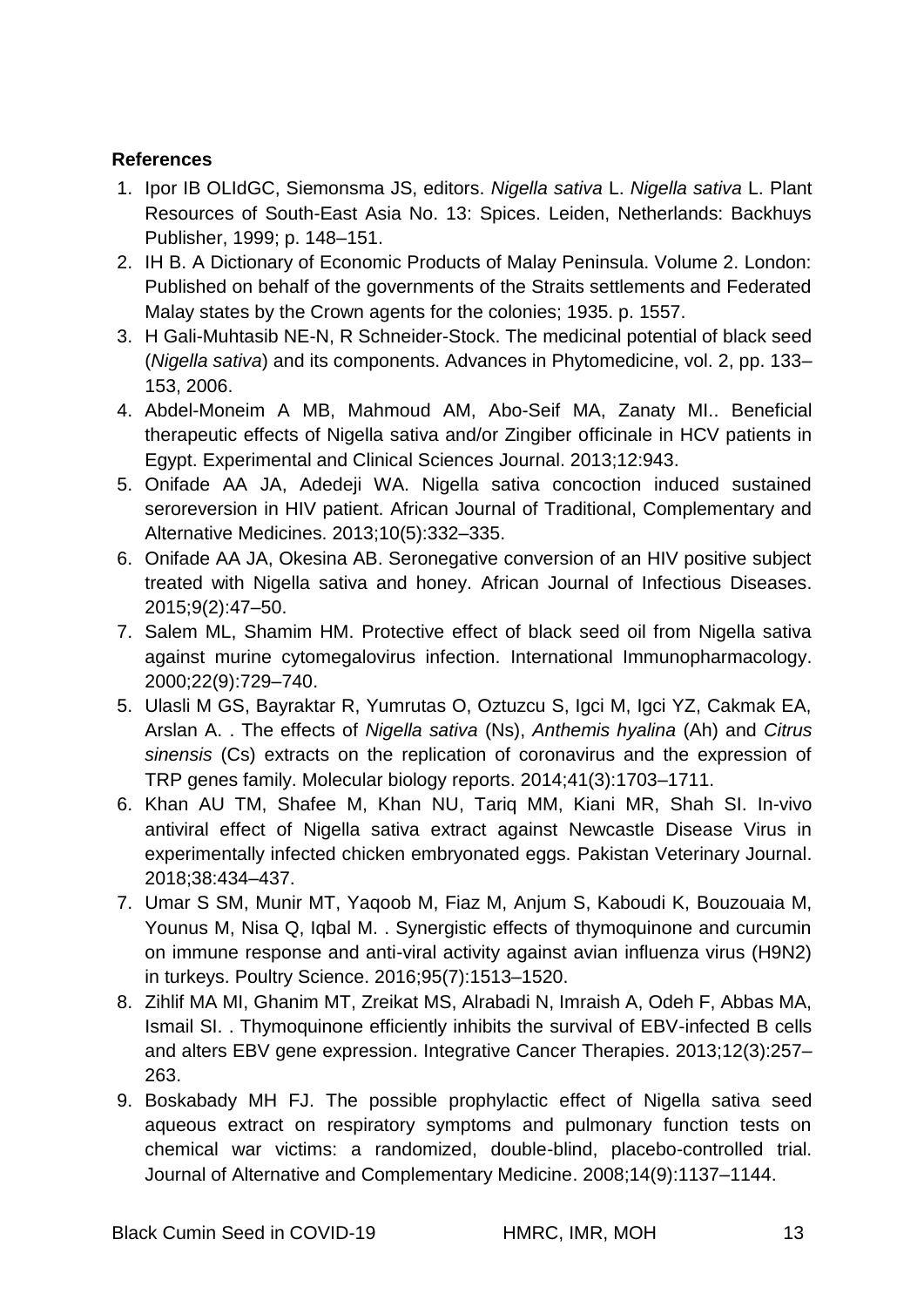**References**

1. Ipor IB OLIdGC, Siemonsma JS, editors. *Nigella sativa* L. *Nigella sativa* L. Plant Resources of South-East Asia No. 13: Spices. Leiden, Netherlands: Backhuys Publisher, 1999; p. 148–151.
2. IH B. A Dictionary of Economic Products of Malay Peninsula. Volume 2. London: Published on behalf of the governments of the Straits settlements and Federated Malay states by the Crown agents for the colonies; 1935. p. 1557.
3. H Gali-Muhtasib NE-N, R Schneider-Stock. The medicinal potential of black seed (*Nigella sativa*) and its components. Advances in Phytomedicine, vol. 2, pp. 133–153, 2006.
4. Abdel-Moneim A MB, Mahmoud AM, Abo-Seif MA, Zanaty MI.. Beneficial therapeutic effects of Nigella sativa and/or Zingiber officinale in HCV patients in Egypt. Experimental and Clinical Sciences Journal. 2013;12:943.
5. Onifade AA JA, Adedeji WA. Nigella sativa concoction induced sustained seroreversion in HIV patient. African Journal of Traditional, Complementary and Alternative Medicines. 2013;10(5):332–335.
6. Onifade AA JA, Okesina AB. Seronegative conversion of an HIV positive subject treated with Nigella sativa and honey. African Journal of Infectious Diseases. 2015;9(2):47–50.
7. Salem ML, Shamim HM. Protective effect of black seed oil from Nigella sativa against murine cytomegalovirus infection. International Immunopharmacology. 2000;22(9):729–740.
5. Ulasli M GS, Bayraktar R, Yumrutas O, Oztuzcu S, Igci M, Igci YZ, Cakmak EA, Arslan A. . The effects of *Nigella sativa* (Ns), *Anthemis hyalina* (Ah) and *Citrus sinensis* (Cs) extracts on the replication of coronavirus and the expression of TRP genes family. Molecular biology reports. 2014;41(3):1703–1711.
6. Khan AU TM, Shafee M, Khan NU, Tariq MM, Kiani MR, Shah SI. In-vivo antiviral effect of Nigella sativa extract against Newcastle Disease Virus in experimentally infected chicken embryonated eggs. Pakistan Veterinary Journal. 2018;38:434–437.
7. Umar S SM, Munir MT, Yaqoob M, Fiaz M, Anjum S, Kaboudi K, Bouzouaia M, Younus M, Nisa Q, Iqbal M. . Synergistic effects of thymoquinone and curcumin on immune response and anti-viral activity against avian influenza virus (H9N2) in turkeys. Poultry Science. 2016;95(7):1513–1520.
8. Zihlif MA MI, Ghanim MT, Zreikat MS, Alrabadi N, Imraish A, Odeh F, Abbas MA, Ismail SI. . Thymoquinone efficiently inhibits the survival of EBV-infected B cells and alters EBV gene expression. Integrative Cancer Therapies. 2013;12(3):257–263.
9. Boskabady MH FJ. The possible prophylactic effect of Nigella sativa seed aqueous extract on respiratory symptoms and pulmonary function tests on chemical war victims: a randomized, double-blind, placebo-controlled trial. Journal of Alternative and Complementary Medicine. 2008;14(9):1137–1144.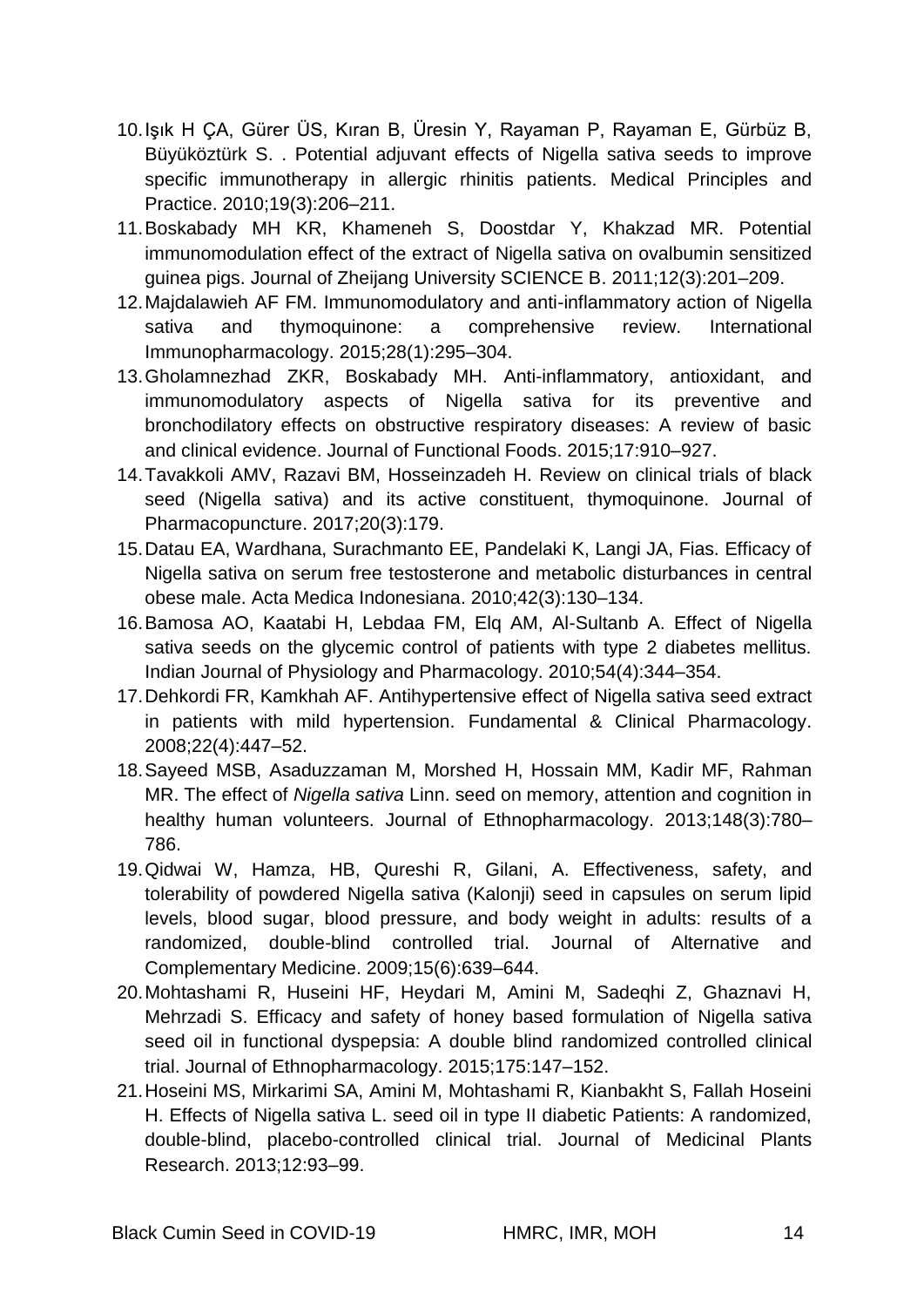10. Işık H ÇA, Gürer ÜS, Kıran B, Üresin Y, Rayaman P, Rayaman E, Gürbüz B, Büyüköztürk S. . Potential adjuvant effects of Nigella sativa seeds to improve specific immunotherapy in allergic rhinitis patients. Medical Principles and Practice. 2010;19(3):206–211.
11. Boskabady MH KR, Khameneh S, Doostdar Y, Khakzad MR. Potential immunomodulation effect of the extract of Nigella sativa on ovalbumin sensitized guinea pigs. Journal of Zheijang University SCIENCE B. 2011;12(3):201–209.
12. Majdalawieh AF FM. Immunomodulatory and anti-inflammatory action of Nigella sativa and thymoquinone: a comprehensive review. International Immunopharmacology. 2015;28(1):295–304.
13. Gholamnezhad ZKR, Boskabady MH. Anti-inflammatory, antioxidant, and immunomodulatory aspects of Nigella sativa for its preventive and bronchodilatory effects on obstructive respiratory diseases: A review of basic and clinical evidence. Journal of Functional Foods. 2015;17:910–927.
14. Tavakkoli AMV, Razavi BM, Hosseinzadeh H. Review on clinical trials of black seed (Nigella sativa) and its active constituent, thymoquinone. Journal of Pharmacopuncture. 2017;20(3):179.
15. Datau EA, Wardhana, Surachmanto EE, Pandelaki K, Langi JA, Fias. Efficacy of Nigella sativa on serum free testosterone and metabolic disturbances in central obese male. Acta Medica Indonesiana. 2010;42(3):130–134.
16. Bamosa AO, Kaatabi H, Lebdaa FM, Elq AM, Al-Sultanb A. Effect of Nigella sativa seeds on the glycemic control of patients with type 2 diabetes mellitus. Indian Journal of Physiology and Pharmacology. 2010;54(4):344–354.
17. Dehkordi FR, Kamkhah AF. Antihypertensive effect of Nigella sativa seed extract in patients with mild hypertension. Fundamental & Clinical Pharmacology. 2008;22(4):447–52.
18. Sayeed MSB, Asaduzzaman M, Morshed H, Hossain MM, Kadir MF, Rahman MR. The effect of *Nigella sativa* Linn. seed on memory, attention and cognition in healthy human volunteers. Journal of Ethnopharmacology. 2013;148(3):780–786.
19. Qidwai W, Hamza, HB, Qureshi R, Gilani, A. Effectiveness, safety, and tolerability of powdered Nigella sativa (Kalonji) seed in capsules on serum lipid levels, blood sugar, blood pressure, and body weight in adults: results of a randomized, double-blind controlled trial. Journal of Alternative and Complementary Medicine. 2009;15(6):639–644.
20. Mohtashami R, Huseini HF, Heydari M, Amini M, Sadeqhi Z, Ghaznavi H, Mehrzadi S. Efficacy and safety of honey based formulation of Nigella sativa seed oil in functional dyspepsia: A double blind randomized controlled clinical trial. Journal of Ethnopharmacology. 2015;175:147–152.
21. Hoseini MS, Mirkarimi SA, Amini M, Mohtashami R, Kianbakht S, Fallah Hoseini H. Effects of Nigella sativa L. seed oil in type II diabetic Patients: A randomized, double-blind, placebo-controlled clinical trial. Journal of Medicinal Plants Research. 2013;12:93–99.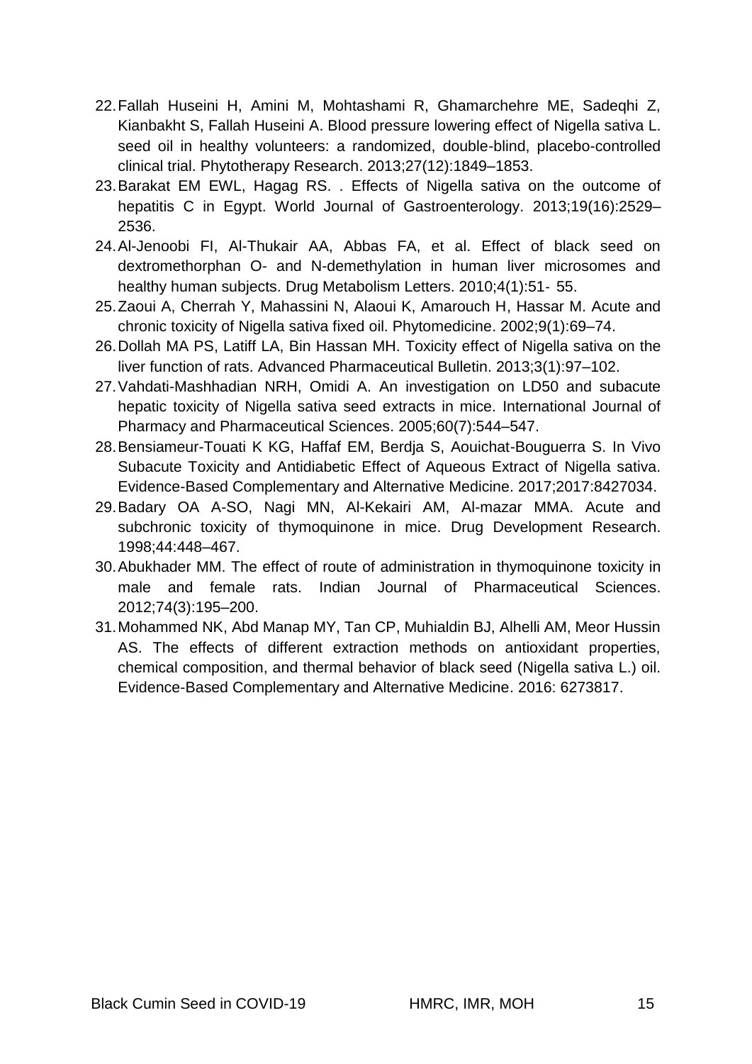22. Fallah Huseini H, Amini M, Mohtashami R, Ghamarchehre ME, Sadeqhi Z, Kianbakht S, Fallah Huseini A. Blood pressure lowering effect of Nigella sativa L. seed oil in healthy volunteers: a randomized, double-blind, placebo-controlled clinical trial. Phytotherapy Research. 2013;27(12):1849–1853.
23. Barakat EM EWL, Hagag RS. . Effects of Nigella sativa on the outcome of hepatitis C in Egypt. World Journal of Gastroenterology. 2013;19(16):2529–2536.
24. Al-Jenoobi FI, Al-Thukair AA, Abbas FA, et al. Effect of black seed on dextromethorphan O- and N-demethylation in human liver microsomes and healthy human subjects. Drug Metabolism Letters. 2010;4(1):51- 55.
25. Zaoui A, Cherrah Y, Mahassini N, Alaoui K, Amarouch H, Hassar M. Acute and chronic toxicity of Nigella sativa fixed oil. Phytomedicine. 2002;9(1):69–74.
26. Dollah MA PS, Latiff LA, Bin Hassan MH. Toxicity effect of Nigella sativa on the liver function of rats. Advanced Pharmaceutical Bulletin. 2013;3(1):97–102.
27. Vahdati-Mashhadian NRH, Omidi A. An investigation on LD50 and subacute hepatic toxicity of Nigella sativa seed extracts in mice. International Journal of Pharmacy and Pharmaceutical Sciences. 2005;60(7):544–547.
28. Bensiameur-Touati K KG, Haffaf EM, Berdja S, Aouichat-Bouguerra S. In Vivo Subacute Toxicity and Antidiabetic Effect of Aqueous Extract of Nigella sativa. Evidence-Based Complementary and Alternative Medicine. 2017;2017:8427034.
29. Badary OA A-SO, Nagi MN, Al-Kekairi AM, Al-mazar MMA. Acute and subchronic toxicity of thymoquinone in mice. Drug Development Research. 1998;44:448–467.
30. Abukhader MM. The effect of route of administration in thymoquinone toxicity in male and female rats. Indian Journal of Pharmaceutical Sciences. 2012;74(3):195–200.
31. Mohammed NK, Abd Manap MY, Tan CP, Muhialdin BJ, Alhelli AM, Meor Hussin AS. The effects of different extraction methods on antioxidant properties, chemical composition, and thermal behavior of black seed (Nigella sativa L.) oil. Evidence-Based Complementary and Alternative Medicine. 2016: 6273817.